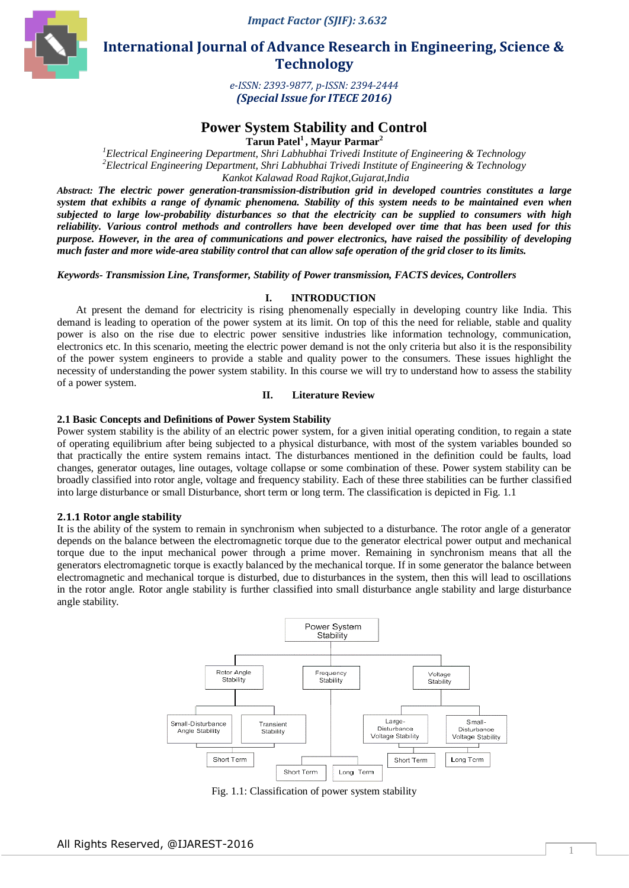# Power System Stability and Control

**Tarun Patel[1], Mayur Parmar[2]**

[1]*Electrical Engineering Department, Shri Labhubhai Trivedi Institute of Engineering & Technology*
[2]*Electrical Engineering Department, Shri Labhubhai Trivedi Institute of Engineering & Technology*
*Kankot Kalawad Road Rajkot,Gujarat,India*

***Abstract:** The electric power generation-transmission-distribution grid in developed countries constitutes a large system that exhibits a range of dynamic phenomena. Stability of this system needs to be maintained even when subjected to large low-probability disturbances so that the electricity can be supplied to consumers with high reliability. Various control methods and controllers have been developed over time that has been used for this purpose. However, in the area of communications and power electronics, have raised the possibility of developing much faster and more wide-area stability control that can allow safe operation of the grid closer to its limits.*

***Keywords-** Transmission Line, Transformer, Stability of Power transmission, FACTS devices, Controllers*

## I. INTRODUCTION

At present the demand for electricity is rising phenomenally especially in developing country like India. This demand is leading to operation of the power system at its limit. On top of this the need for reliable, stable and quality power is also on the rise due to electric power sensitive industries like information technology, communication, electronics etc. In this scenario, meeting the electric power demand is not the only criteria but also it is the responsibility of the power system engineers to provide a stable and quality power to the consumers. These issues highlight the necessity of understanding the power system stability. In this course we will try to understand how to assess the stability of a power system.

## II. Literature Review

### 2.1 Basic Concepts and Definitions of Power System Stability

Power system stability is the ability of an electric power system, for a given initial operating condition, to regain a state of operating equilibrium after being subjected to a physical disturbance, with most of the system variables bounded so that practically the entire system remains intact. The disturbances mentioned in the definition could be faults, load changes, generator outages, line outages, voltage collapse or some combination of these. Power system stability can be broadly classified into rotor angle, voltage and frequency stability. Each of these three stabilities can be further classified into large disturbance or small Disturbance, short term or long term. The classification is depicted in Fig. 1.1

### 2.1.1 Rotor angle stability

It is the ability of the system to remain in synchronism when subjected to a disturbance. The rotor angle of a generator depends on the balance between the electromagnetic torque due to the generator electrical power output and mechanical torque due to the input mechanical power through a prime mover. Remaining in synchronism means that all the generators electromagnetic torque is exactly balanced by the mechanical torque. If in some generator the balance between electromagnetic and mechanical torque is disturbed, due to disturbances in the system, then this will lead to oscillations in the rotor angle. Rotor angle stability is further classified into small disturbance angle stability and large disturbance angle stability.

- Power System Stability
  - Rotor Angle Stability
    - Small-Disturbance Angle Stability
    - Transient Stability
      - Short Term
  - Frequency Stability
    - Short Term
    - Long Term
  - Voltage Stability
    - Large-Disturbance Voltage Stability
    - Small-Disturbance Voltage Stability
      - Short Term
      - Long Term

Fig. 1.1: Classification of power system stability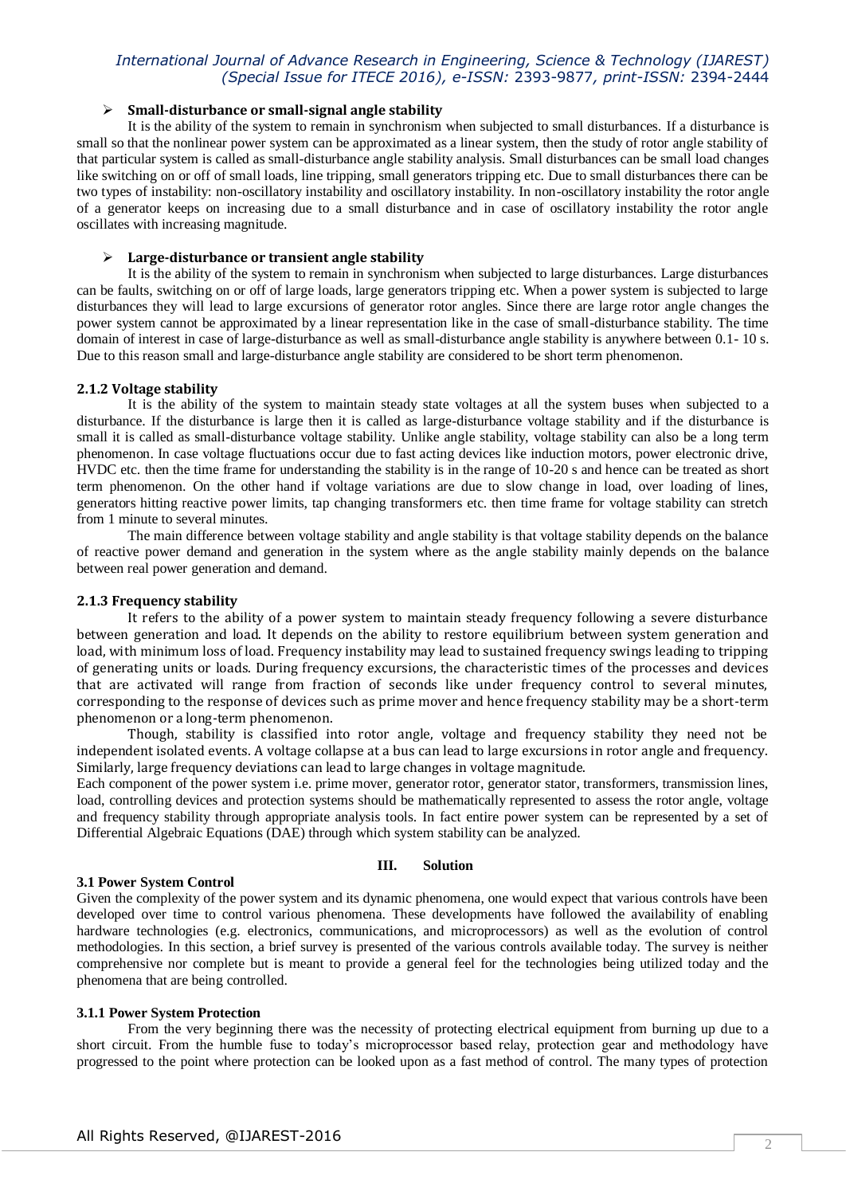- **Small-disturbance or small-signal angle stability**

It is the ability of the system to remain in synchronism when subjected to small disturbances. If a disturbance is small so that the nonlinear power system can be approximated as a linear system, then the study of rotor angle stability of that particular system is called as small-disturbance angle stability analysis. Small disturbances can be small load changes like switching on or off of small loads, line tripping, small generators tripping etc. Due to small disturbances there can be two types of instability: non-oscillatory instability and oscillatory instability. In non-oscillatory instability the rotor angle of a generator keeps on increasing due to a small disturbance and in case of oscillatory instability the rotor angle oscillates with increasing magnitude.

- **Large-disturbance or transient angle stability**

It is the ability of the system to remain in synchronism when subjected to large disturbances. Large disturbances can be faults, switching on or off of large loads, large generators tripping etc. When a power system is subjected to large disturbances they will lead to large excursions of generator rotor angles. Since there are large rotor angle changes the power system cannot be approximated by a linear representation like in the case of small-disturbance stability. The time domain of interest in case of large-disturbance as well as small-disturbance angle stability is anywhere between 0.1- 10 s. Due to this reason small and large-disturbance angle stability are considered to be short term phenomenon.

### 2.1.2 Voltage stability

It is the ability of the system to maintain steady state voltages at all the system buses when subjected to a disturbance. If the disturbance is large then it is called as large-disturbance voltage stability and if the disturbance is small it is called as small-disturbance voltage stability. Unlike angle stability, voltage stability can also be a long term phenomenon. In case voltage fluctuations occur due to fast acting devices like induction motors, power electronic drive, HVDC etc. then the time frame for understanding the stability is in the range of 10-20 s and hence can be treated as short term phenomenon. On the other hand if voltage variations are due to slow change in load, over loading of lines, generators hitting reactive power limits, tap changing transformers etc. then time frame for voltage stability can stretch from 1 minute to several minutes.

The main difference between voltage stability and angle stability is that voltage stability depends on the balance of reactive power demand and generation in the system where as the angle stability mainly depends on the balance between real power generation and demand.

### 2.1.3 Frequency stability

It refers to the ability of a power system to maintain steady frequency following a severe disturbance between generation and load. It depends on the ability to restore equilibrium between system generation and load, with minimum loss of load. Frequency instability may lead to sustained frequency swings leading to tripping of generating units or loads. During frequency excursions, the characteristic times of the processes and devices that are activated will range from fraction of seconds like under frequency control to several minutes, corresponding to the response of devices such as prime mover and hence frequency stability may be a short-term phenomenon or a long-term phenomenon.

Though, stability is classified into rotor angle, voltage and frequency stability they need not be independent isolated events. A voltage collapse at a bus can lead to large excursions in rotor angle and frequency. Similarly, large frequency deviations can lead to large changes in voltage magnitude.

Each component of the power system i.e. prime mover, generator rotor, generator stator, transformers, transmission lines, load, controlling devices and protection systems should be mathematically represented to assess the rotor angle, voltage and frequency stability through appropriate analysis tools. In fact entire power system can be represented by a set of Differential Algebraic Equations (DAE) through which system stability can be analyzed.

## III. Solution

### 3.1 Power System Control

Given the complexity of the power system and its dynamic phenomena, one would expect that various controls have been developed over time to control various phenomena. These developments have followed the availability of enabling hardware technologies (e.g. electronics, communications, and microprocessors) as well as the evolution of control methodologies. In this section, a brief survey is presented of the various controls available today. The survey is neither comprehensive nor complete but is meant to provide a general feel for the technologies being utilized today and the phenomena that are being controlled.

### 3.1.1 Power System Protection

From the very beginning there was the necessity of protecting electrical equipment from burning up due to a short circuit. From the humble fuse to today's microprocessor based relay, protection gear and methodology have progressed to the point where protection can be looked upon as a fast method of control. The many types of protection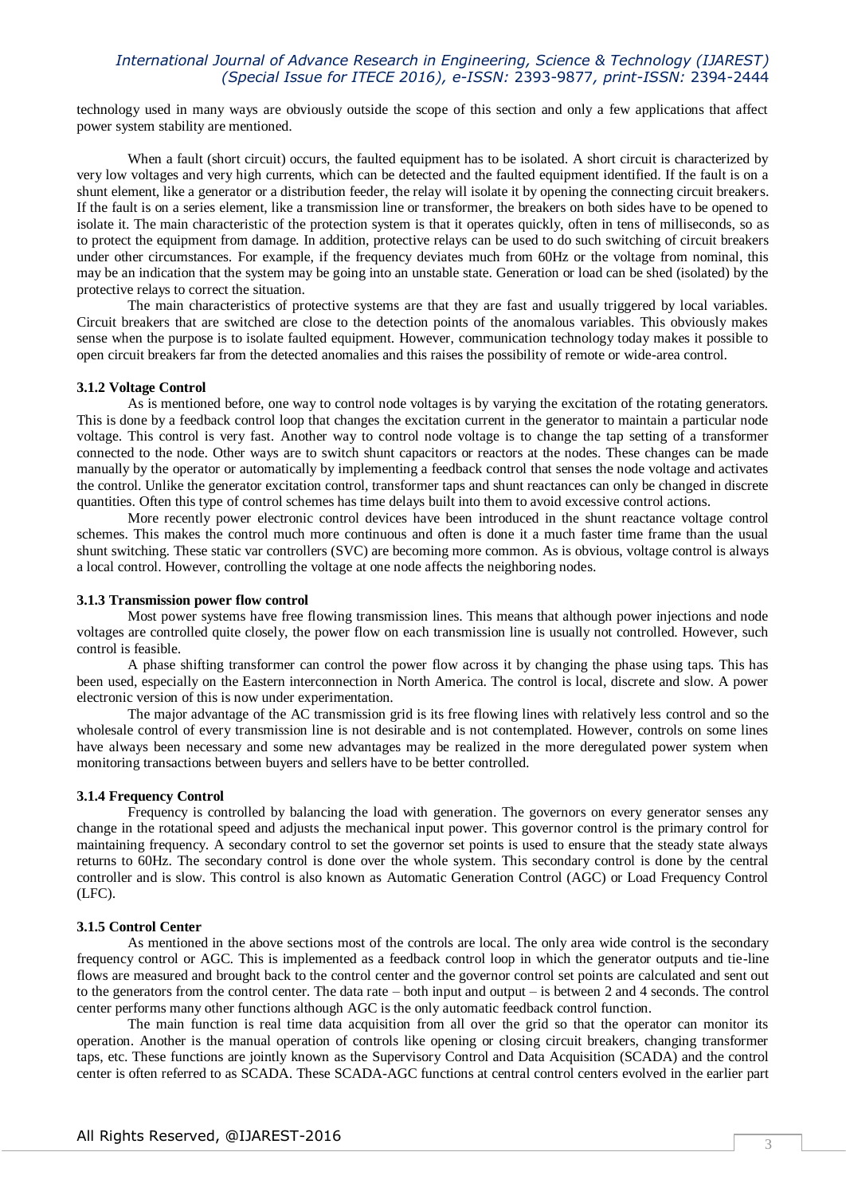technology used in many ways are obviously outside the scope of this section and only a few applications that affect power system stability are mentioned.

When a fault (short circuit) occurs, the faulted equipment has to be isolated. A short circuit is characterized by very low voltages and very high currents, which can be detected and the faulted equipment identified. If the fault is on a shunt element, like a generator or a distribution feeder, the relay will isolate it by opening the connecting circuit breakers. If the fault is on a series element, like a transmission line or transformer, the breakers on both sides have to be opened to isolate it. The main characteristic of the protection system is that it operates quickly, often in tens of milliseconds, so as to protect the equipment from damage. In addition, protective relays can be used to do such switching of circuit breakers under other circumstances. For example, if the frequency deviates much from 60Hz or the voltage from nominal, this may be an indication that the system may be going into an unstable state. Generation or load can be shed (isolated) by the protective relays to correct the situation.

The main characteristics of protective systems are that they are fast and usually triggered by local variables. Circuit breakers that are switched are close to the detection points of the anomalous variables. This obviously makes sense when the purpose is to isolate faulted equipment. However, communication technology today makes it possible to open circuit breakers far from the detected anomalies and this raises the possibility of remote or wide-area control.

### 3.1.2 Voltage Control

As is mentioned before, one way to control node voltages is by varying the excitation of the rotating generators. This is done by a feedback control loop that changes the excitation current in the generator to maintain a particular node voltage. This control is very fast. Another way to control node voltage is to change the tap setting of a transformer connected to the node. Other ways are to switch shunt capacitors or reactors at the nodes. These changes can be made manually by the operator or automatically by implementing a feedback control that senses the node voltage and activates the control. Unlike the generator excitation control, transformer taps and shunt reactances can only be changed in discrete quantities. Often this type of control schemes has time delays built into them to avoid excessive control actions.

More recently power electronic control devices have been introduced in the shunt reactance voltage control schemes. This makes the control much more continuous and often is done it a much faster time frame than the usual shunt switching. These static var controllers (SVC) are becoming more common. As is obvious, voltage control is always a local control. However, controlling the voltage at one node affects the neighboring nodes.

### 3.1.3 Transmission power flow control

Most power systems have free flowing transmission lines. This means that although power injections and node voltages are controlled quite closely, the power flow on each transmission line is usually not controlled. However, such control is feasible.

A phase shifting transformer can control the power flow across it by changing the phase using taps. This has been used, especially on the Eastern interconnection in North America. The control is local, discrete and slow. A power electronic version of this is now under experimentation.

The major advantage of the AC transmission grid is its free flowing lines with relatively less control and so the wholesale control of every transmission line is not desirable and is not contemplated. However, controls on some lines have always been necessary and some new advantages may be realized in the more deregulated power system when monitoring transactions between buyers and sellers have to be better controlled.

### 3.1.4 Frequency Control

Frequency is controlled by balancing the load with generation. The governors on every generator senses any change in the rotational speed and adjusts the mechanical input power. This governor control is the primary control for maintaining frequency. A secondary control to set the governor set points is used to ensure that the steady state always returns to 60Hz. The secondary control is done over the whole system. This secondary control is done by the central controller and is slow. This control is also known as Automatic Generation Control (AGC) or Load Frequency Control (LFC).

### 3.1.5 Control Center

As mentioned in the above sections most of the controls are local. The only area wide control is the secondary frequency control or AGC. This is implemented as a feedback control loop in which the generator outputs and tie-line flows are measured and brought back to the control center and the governor control set points are calculated and sent out to the generators from the control center. The data rate – both input and output – is between 2 and 4 seconds. The control center performs many other functions although AGC is the only automatic feedback control function.

The main function is real time data acquisition from all over the grid so that the operator can monitor its operation. Another is the manual operation of controls like opening or closing circuit breakers, changing transformer taps, etc. These functions are jointly known as the Supervisory Control and Data Acquisition (SCADA) and the control center is often referred to as SCADA. These SCADA-AGC functions at central control centers evolved in the earlier part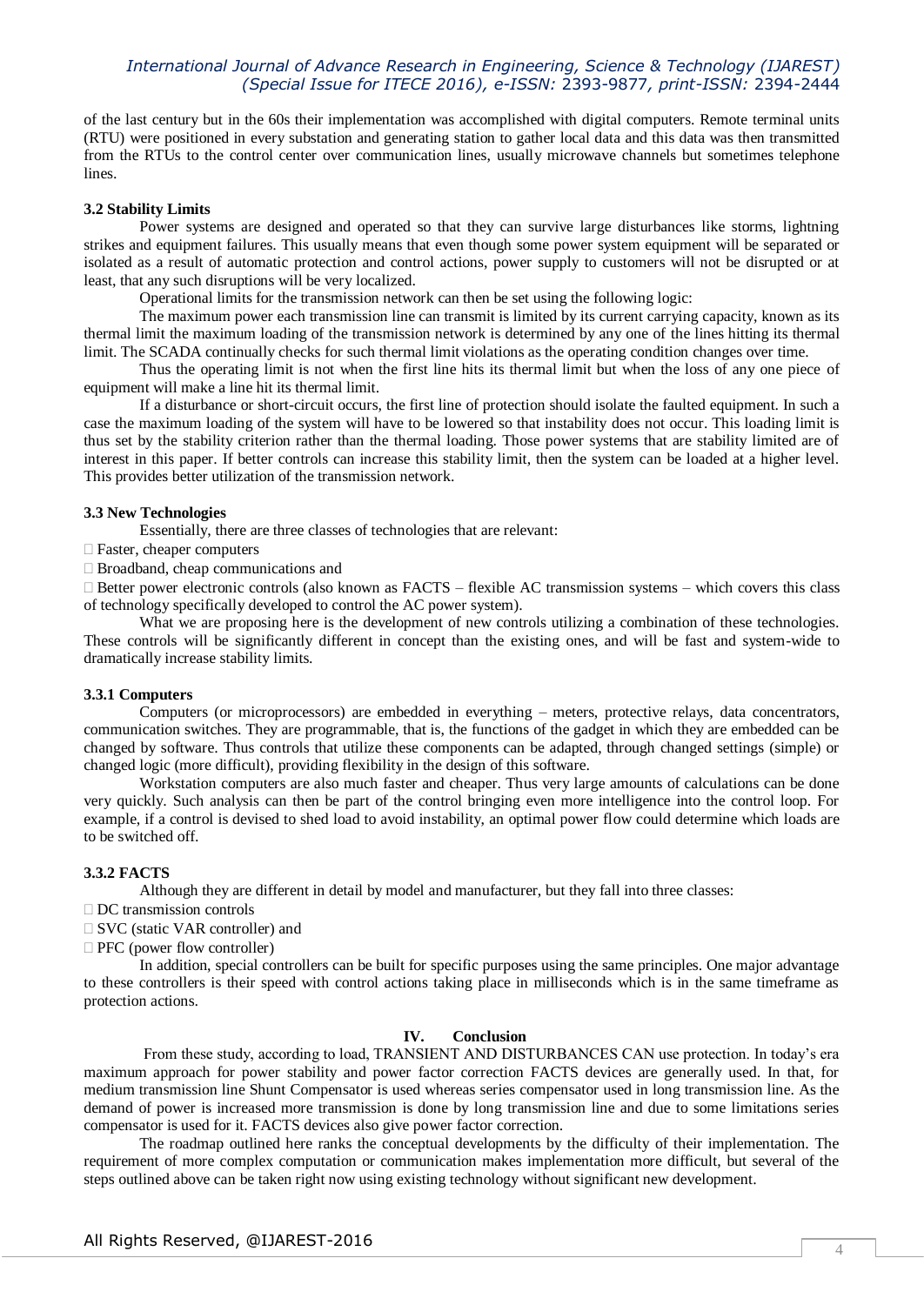of the last century but in the 60s their implementation was accomplished with digital computers. Remote terminal units (RTU) were positioned in every substation and generating station to gather local data and this data was then transmitted from the RTUs to the control center over communication lines, usually microwave channels but sometimes telephone lines.

### 3.2 Stability Limits

Power systems are designed and operated so that they can survive large disturbances like storms, lightning strikes and equipment failures. This usually means that even though some power system equipment will be separated or isolated as a result of automatic protection and control actions, power supply to customers will not be disrupted or at least, that any such disruptions will be very localized.

Operational limits for the transmission network can then be set using the following logic:

The maximum power each transmission line can transmit is limited by its current carrying capacity, known as its thermal limit the maximum loading of the transmission network is determined by any one of the lines hitting its thermal limit. The SCADA continually checks for such thermal limit violations as the operating condition changes over time.

Thus the operating limit is not when the first line hits its thermal limit but when the loss of any one piece of equipment will make a line hit its thermal limit.

If a disturbance or short-circuit occurs, the first line of protection should isolate the faulted equipment. In such a case the maximum loading of the system will have to be lowered so that instability does not occur. This loading limit is thus set by the stability criterion rather than the thermal loading. Those power systems that are stability limited are of interest in this paper. If better controls can increase this stability limit, then the system can be loaded at a higher level. This provides better utilization of the transmission network.

### 3.3 New Technologies

Essentially, there are three classes of technologies that are relevant:

- Faster, cheaper computers
- Broadband, cheap communications and
- Better power electronic controls (also known as FACTS – flexible AC transmission systems – which covers this class of technology specifically developed to control the AC power system).

What we are proposing here is the development of new controls utilizing a combination of these technologies. These controls will be significantly different in concept than the existing ones, and will be fast and system-wide to dramatically increase stability limits.

#### 3.3.1 Computers

Computers (or microprocessors) are embedded in everything – meters, protective relays, data concentrators, communication switches. They are programmable, that is, the functions of the gadget in which they are embedded can be changed by software. Thus controls that utilize these components can be adapted, through changed settings (simple) or changed logic (more difficult), providing flexibility in the design of this software.

Workstation computers are also much faster and cheaper. Thus very large amounts of calculations can be done very quickly. Such analysis can then be part of the control bringing even more intelligence into the control loop. For example, if a control is devised to shed load to avoid instability, an optimal power flow could determine which loads are to be switched off.

#### 3.3.2 FACTS

Although they are different in detail by model and manufacturer, but they fall into three classes:

- DC transmission controls
- SVC (static VAR controller) and
- PFC (power flow controller)

In addition, special controllers can be built for specific purposes using the same principles. One major advantage to these controllers is their speed with control actions taking place in milliseconds which is in the same timeframe as protection actions.

## IV. Conclusion

From these study, according to load, TRANSIENT AND DISTURBANCES CAN use protection. In today's era maximum approach for power stability and power factor correction FACTS devices are generally used. In that, for medium transmission line Shunt Compensator is used whereas series compensator used in long transmission line. As the demand of power is increased more transmission is done by long transmission line and due to some limitations series compensator is used for it. FACTS devices also give power factor correction.

The roadmap outlined here ranks the conceptual developments by the difficulty of their implementation. The requirement of more complex computation or communication makes implementation more difficult, but several of the steps outlined above can be taken right now using existing technology without significant new development.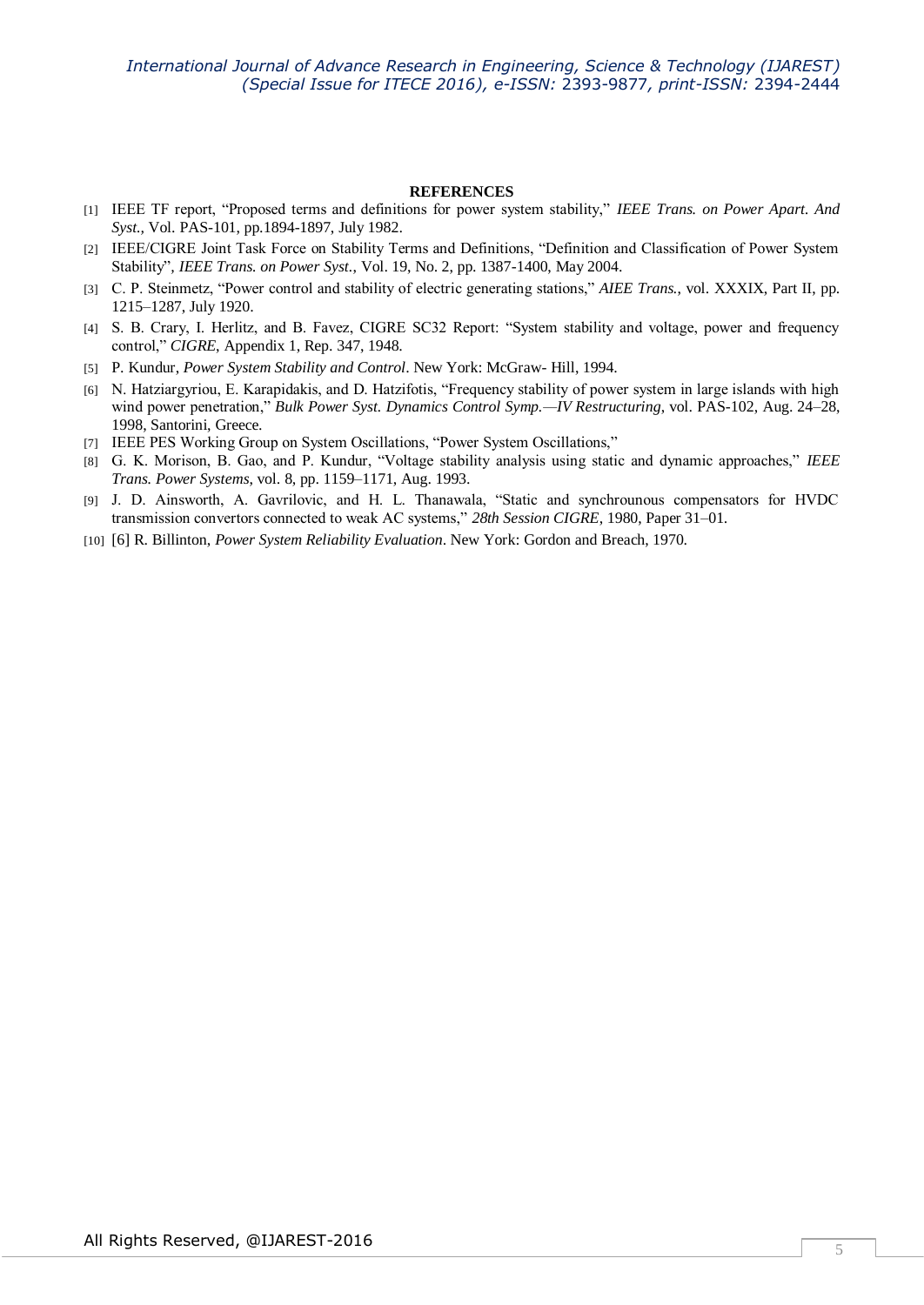**REFERENCES**

[1] IEEE TF report, "Proposed terms and definitions for power system stability," *IEEE Trans. on Power Apart. And Syst.*, Vol. PAS-101, pp.1894-1897, July 1982.

[2] IEEE/CIGRE Joint Task Force on Stability Terms and Definitions, "Definition and Classification of Power System Stability", *IEEE Trans. on Power Syst.*, Vol. 19, No. 2, pp. 1387-1400, May 2004.

[3] C. P. Steinmetz, "Power control and stability of electric generating stations," *AIEE Trans.*, vol. XXXIX, Part II, pp. 1215–1287, July 1920.

[4] S. B. Crary, I. Herlitz, and B. Favez, CIGRE SC32 Report: "System stability and voltage, power and frequency control," *CIGRE*, Appendix 1, Rep. 347, 1948.

[5] P. Kundur, *Power System Stability and Control*. New York: McGraw- Hill, 1994.

[6] N. Hatziargyriou, E. Karapidakis, and D. Hatzifotis, "Frequency stability of power system in large islands with high wind power penetration," *Bulk Power Syst. Dynamics Control Symp.—IV Restructuring*, vol. PAS-102, Aug. 24–28, 1998, Santorini, Greece.

[7] IEEE PES Working Group on System Oscillations, "Power System Oscillations,"

[8] G. K. Morison, B. Gao, and P. Kundur, "Voltage stability analysis using static and dynamic approaches," *IEEE Trans. Power Systems*, vol. 8, pp. 1159–1171, Aug. 1993.

[9] J. D. Ainsworth, A. Gavrilovic, and H. L. Thanawala, "Static and synchrounous compensators for HVDC transmission convertors connected to weak AC systems," *28th Session CIGRE*, 1980, Paper 31–01.

[10] [6] R. Billinton, *Power System Reliability Evaluation*. New York: Gordon and Breach, 1970.